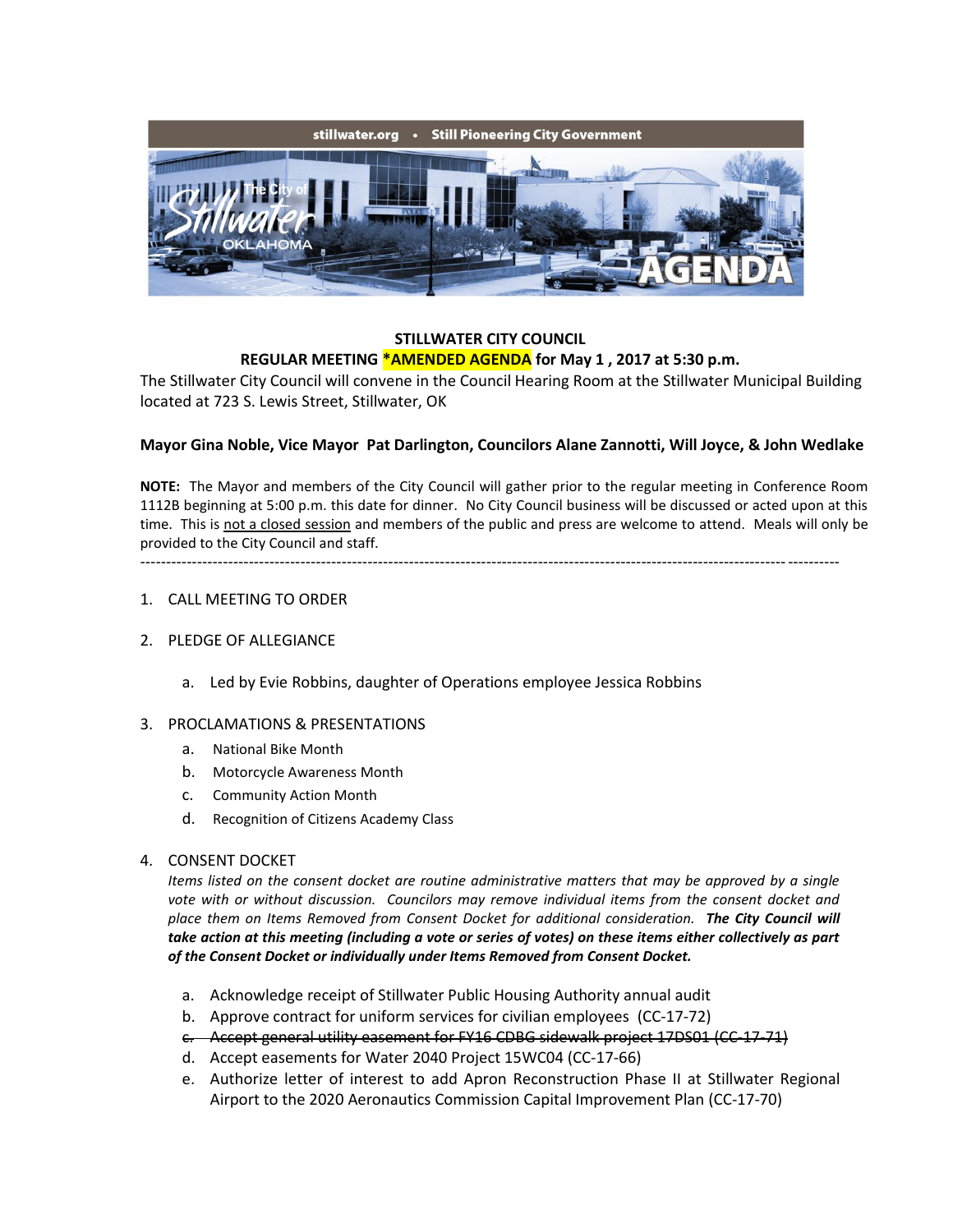stillwater.org • Still Pioneering City Government

The City of Stillwater OKLAHOMA AGENDA

**STILLWATER CITY COUNCIL**

**REGULAR MEETING \*AMENDED AGENDA for May 1 , 2017 at 5:30 p.m.**

The Stillwater City Council will convene in the Council Hearing Room at the Stillwater Municipal Building located at 723 S. Lewis Street, Stillwater, OK

**Mayor Gina Noble, Vice Mayor Pat Darlington, Councilors Alane Zannotti, Will Joyce, & John Wedlake**

**NOTE:** The Mayor and members of the City Council will gather prior to the regular meeting in Conference Room 1112B beginning at 5:00 p.m. this date for dinner. No City Council business will be discussed or acted upon at this time. This is <u>not a closed session</u> and members of the public and press are welcome to attend. Meals will only be provided to the City Council and staff.

---

1. CALL MEETING TO ORDER

2. PLEDGE OF ALLEGIANCE

   a. Led by Evie Robbins, daughter of Operations employee Jessica Robbins

3. PROCLAMATIONS & PRESENTATIONS

   a. National Bike Month
   b. Motorcycle Awareness Month
   c. Community Action Month
   d. Recognition of Citizens Academy Class

4. CONSENT DOCKET

   *Items listed on the consent docket are routine administrative matters that may be approved by a single vote with or without discussion. Councilors may remove individual items from the consent docket and place them on Items Removed from Consent Docket for additional consideration.* ***The City Council will take action at this meeting (including a vote or series of votes) on these items either collectively as part of the Consent Docket or individually under Items Removed from Consent Docket.***

   a. Acknowledge receipt of Stillwater Public Housing Authority annual audit
   b. Approve contract for uniform services for civilian employees (CC-17-72)
   c. ~~Accept general utility easement for FY16 CDBG sidewalk project 17DS01 (CC-17-71)~~
   d. Accept easements for Water 2040 Project 15WC04 (CC-17-66)
   e. Authorize letter of interest to add Apron Reconstruction Phase II at Stillwater Regional Airport to the 2020 Aeronautics Commission Capital Improvement Plan (CC-17-70)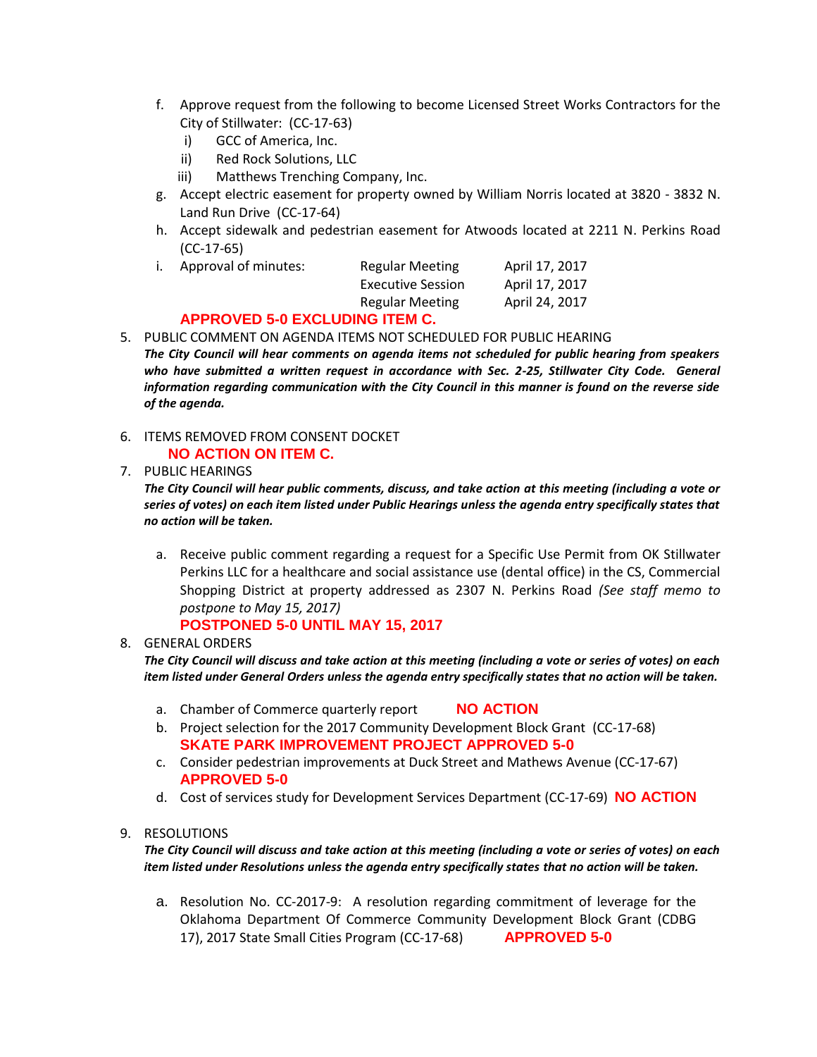f. Approve request from the following to become Licensed Street Works Contractors for the City of Stillwater: (CC-17-63)
   i) GCC of America, Inc.
   ii) Red Rock Solutions, LLC
   iii) Matthews Trenching Company, Inc.

g. Accept electric easement for property owned by William Norris located at 3820 - 3832 N. Land Run Drive (CC-17-64)

h. Accept sidewalk and pedestrian easement for Atwoods located at 2211 N. Perkins Road (CC-17-65)

i. Approval of minutes:

| | | |
|---|---|---|
| Approval of minutes: | Regular Meeting | April 17, 2017 |
| | Executive Session | April 17, 2017 |
| | Regular Meeting | April 24, 2017 |

**APPROVED 5-0 EXCLUDING ITEM C.**

5. PUBLIC COMMENT ON AGENDA ITEMS NOT SCHEDULED FOR PUBLIC HEARING
***The City Council will hear comments on agenda items not scheduled for public hearing from speakers who have submitted a written request in accordance with Sec. 2-25, Stillwater City Code. General information regarding communication with the City Council in this manner is found on the reverse side of the agenda.***

6. ITEMS REMOVED FROM CONSENT DOCKET
**NO ACTION ON ITEM C.**

7. PUBLIC HEARINGS
***The City Council will hear public comments, discuss, and take action at this meeting (including a vote or series of votes) on each item listed under Public Hearings unless the agenda entry specifically states that no action will be taken.***

   a. Receive public comment regarding a request for a Specific Use Permit from OK Stillwater Perkins LLC for a healthcare and social assistance use (dental office) in the CS, Commercial Shopping District at property addressed as 2307 N. Perkins Road *(See staff memo to postpone to May 15, 2017)*
   **POSTPONED 5-0 UNTIL MAY 15, 2017**

8. GENERAL ORDERS
***The City Council will discuss and take action at this meeting (including a vote or series of votes) on each item listed under General Orders unless the agenda entry specifically states that no action will be taken.***

   a. Chamber of Commerce quarterly report **NO ACTION**
   b. Project selection for the 2017 Community Development Block Grant (CC-17-68)
   **SKATE PARK IMPROVEMENT PROJECT APPROVED 5-0**
   c. Consider pedestrian improvements at Duck Street and Mathews Avenue (CC-17-67)
   **APPROVED 5-0**
   d. Cost of services study for Development Services Department (CC-17-69) **NO ACTION**

9. RESOLUTIONS
***The City Council will discuss and take action at this meeting (including a vote or series of votes) on each item listed under Resolutions unless the agenda entry specifically states that no action will be taken.***

   a. Resolution No. CC-2017-9: A resolution regarding commitment of leverage for the Oklahoma Department Of Commerce Community Development Block Grant (CDBG 17), 2017 State Small Cities Program (CC-17-68) **APPROVED 5-0**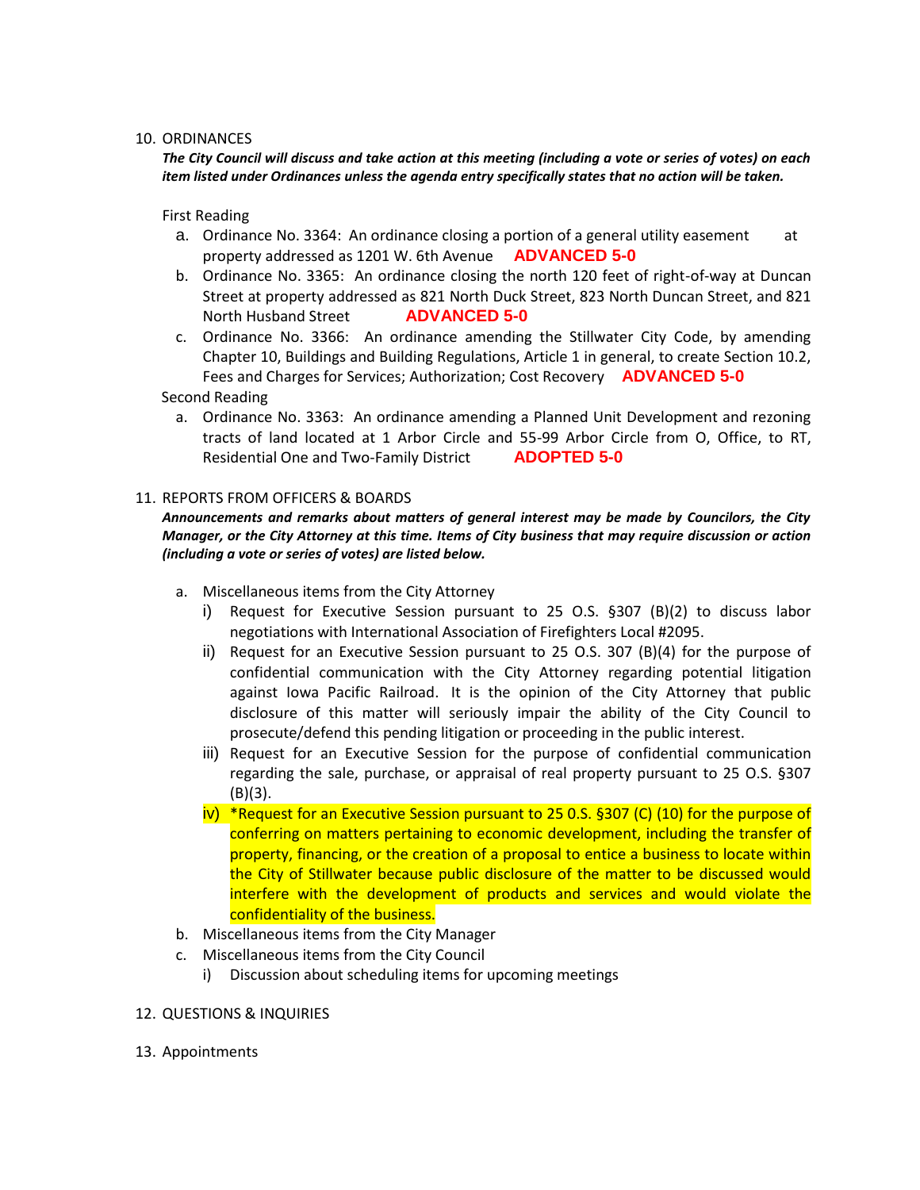10. ORDINANCES

***The City Council will discuss and take action at this meeting (including a vote or series of votes) on each item listed under Ordinances unless the agenda entry specifically states that no action will be taken.***

First Reading

a. Ordinance No. 3364: An ordinance closing a portion of a general utility easement at property addressed as 1201 W. 6th Avenue **ADVANCED 5-0**

b. Ordinance No. 3365: An ordinance closing the north 120 feet of right-of-way at Duncan Street at property addressed as 821 North Duck Street, 823 North Duncan Street, and 821 North Husband Street **ADVANCED 5-0**

c. Ordinance No. 3366: An ordinance amending the Stillwater City Code, by amending Chapter 10, Buildings and Building Regulations, Article 1 in general, to create Section 10.2, Fees and Charges for Services; Authorization; Cost Recovery **ADVANCED 5-0**

Second Reading

a. Ordinance No. 3363: An ordinance amending a Planned Unit Development and rezoning tracts of land located at 1 Arbor Circle and 55-99 Arbor Circle from O, Office, to RT, Residential One and Two-Family District **ADOPTED 5-0**

11. REPORTS FROM OFFICERS & BOARDS

***Announcements and remarks about matters of general interest may be made by Councilors, the City Manager, or the City Attorney at this time. Items of City business that may require discussion or action (including a vote or series of votes) are listed below.***

a. Miscellaneous items from the City Attorney
   i) Request for Executive Session pursuant to 25 O.S. §307 (B)(2) to discuss labor negotiations with International Association of Firefighters Local #2095.
   ii) Request for an Executive Session pursuant to 25 O.S. 307 (B)(4) for the purpose of confidential communication with the City Attorney regarding potential litigation against Iowa Pacific Railroad. It is the opinion of the City Attorney that public disclosure of this matter will seriously impair the ability of the City Council to prosecute/defend this pending litigation or proceeding in the public interest.
   iii) Request for an Executive Session for the purpose of confidential communication regarding the sale, purchase, or appraisal of real property pursuant to 25 O.S. §307 (B)(3).
   iv) *Request for an Executive Session pursuant to 25 O.S. §307 (C) (10) for the purpose of conferring on matters pertaining to economic development, including the transfer of property, financing, or the creation of a proposal to entice a business to locate within the City of Stillwater because public disclosure of the matter to be discussed would interfere with the development of products and services and would violate the confidentiality of the business.

b. Miscellaneous items from the City Manager

c. Miscellaneous items from the City Council
   i) Discussion about scheduling items for upcoming meetings

12. QUESTIONS & INQUIRIES

13. Appointments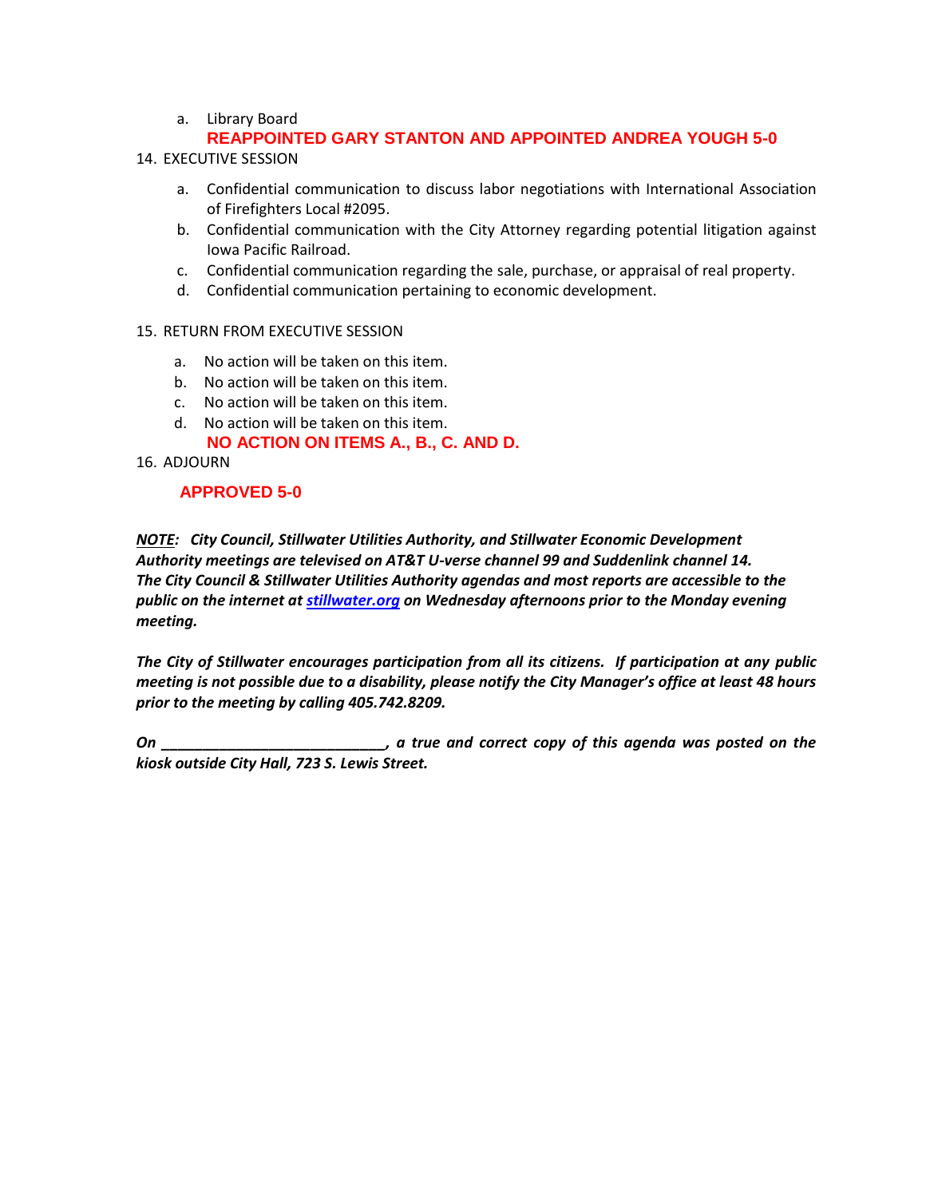a. Library Board

**REAPPOINTED GARY STANTON AND APPOINTED ANDREA YOUGH 5-0**

14. EXECUTIVE SESSION

    a. Confidential communication to discuss labor negotiations with International Association of Firefighters Local #2095.
    b. Confidential communication with the City Attorney regarding potential litigation against Iowa Pacific Railroad.
    c. Confidential communication regarding the sale, purchase, or appraisal of real property.
    d. Confidential communication pertaining to economic development.

15. RETURN FROM EXECUTIVE SESSION

    a. No action will be taken on this item.
    b. No action will be taken on this item.
    c. No action will be taken on this item.
    d. No action will be taken on this item.

    **NO ACTION ON ITEMS A., B., C. AND D.**

16. ADJOURN

    **APPROVED 5-0**

***NOTE*: City Council, Stillwater Utilities Authority, and Stillwater Economic Development Authority meetings are televised on AT&T U-verse channel 99 and Suddenlink channel 14. The City Council & Stillwater Utilities Authority agendas and most reports are accessible to the public on the internet at stillwater.org on Wednesday afternoons prior to the Monday evening meeting.**

***The City of Stillwater encourages participation from all its citizens. If participation at any public meeting is not possible due to a disability, please notify the City Manager's office at least 48 hours prior to the meeting by calling 405.742.8209.***

***On ___________________________, a true and correct copy of this agenda was posted on the kiosk outside City Hall, 723 S. Lewis Street.***